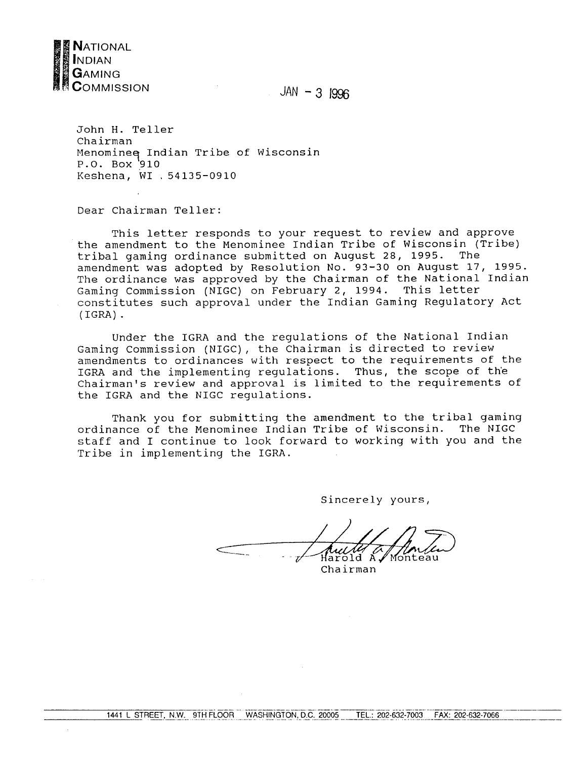**NATIONAL INDIAN GAMING COMMISSION**

JAN - 3 1996

John H. Teller
Chairman
Menominee Indian Tribe of Wisconsin
P.O. Box 910
Keshena, WI . 54135-0910

Dear Chairman Teller:

This letter responds to your request to review and approve the amendment to the Menominee Indian Tribe of Wisconsin (Tribe) tribal gaming ordinance submitted on August 28, 1995. The amendment was adopted by Resolution No. 93-30 on August 17, 1995. The ordinance was approved by the Chairman of the National Indian Gaming Commission (NIGC) on February 2, 1994. This letter constitutes such approval under the Indian Gaming Regulatory Act (IGRA).

Under the IGRA and the regulations of the National Indian Gaming Commission (NIGC), the Chairman is directed to review amendments to ordinances with respect to the requirements of the IGRA and the implementing regulations. Thus, the scope of the Chairman's review and approval is limited to the requirements of the IGRA and the NIGC regulations.

Thank you for submitting the amendment to the tribal gaming ordinance of the Menominee Indian Tribe of Wisconsin. The NIGC staff and I continue to look forward to working with you and the Tribe in implementing the IGRA.

Sincerely yours,

Harold A. Monteau
Chairman

1441 L STREET, N.W. 9TH FLOOR WASHINGTON, D.C. 20005 TEL.: 202-632-7003 FAX: 202-632-7066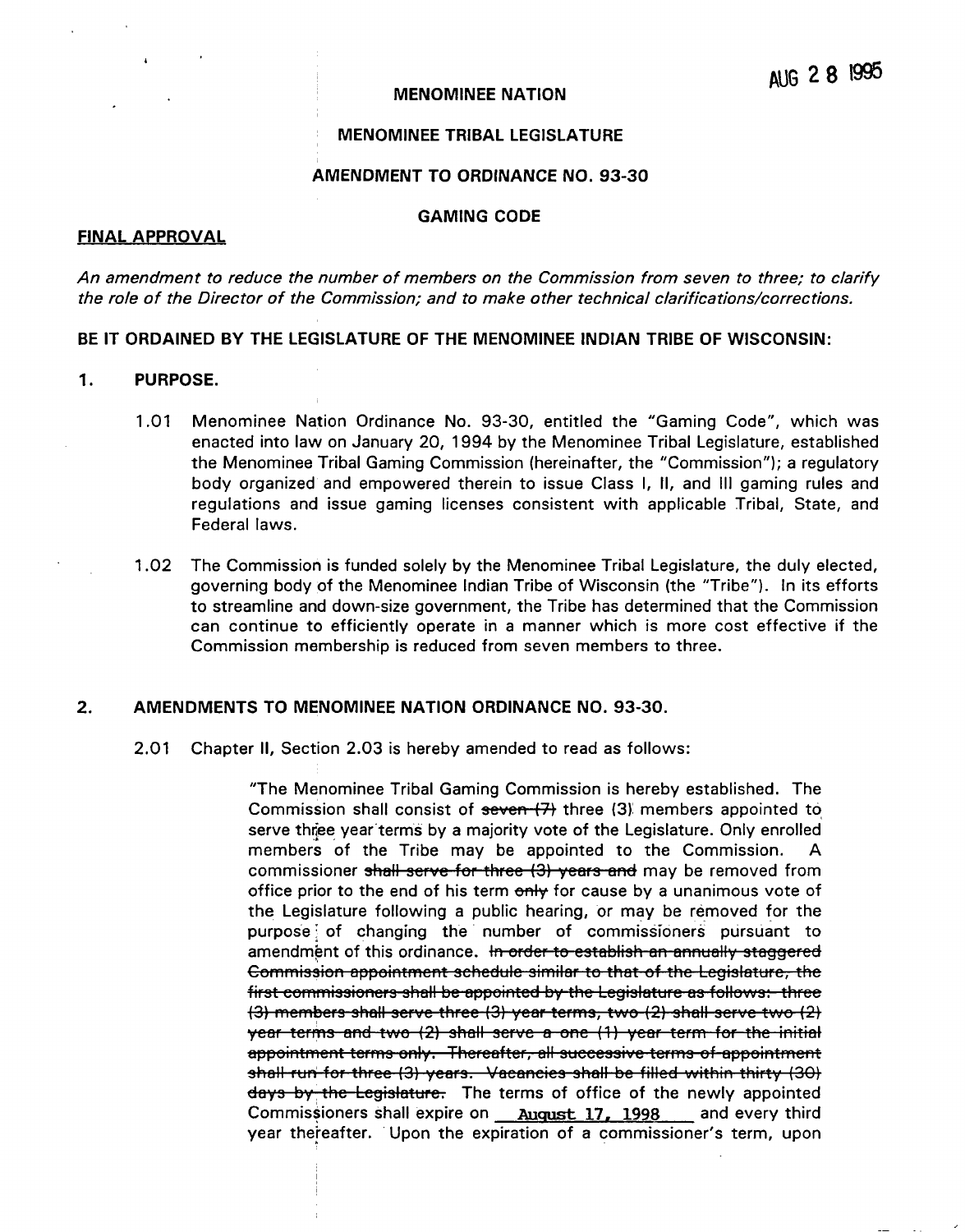AUG 28 1995

**MENOMINEE NATION**

**MENOMINEE TRIBAL LEGISLATURE**

**AMENDMENT TO ORDINANCE NO. 93-30**

**GAMING CODE**

**FINAL APPROVAL**

*An amendment to reduce the number of members on the Commission from seven to three; to clarify the role of the Director of the Commission; and to make other technical clarifications/corrections.*

**BE IT ORDAINED BY THE LEGISLATURE OF THE MENOMINEE INDIAN TRIBE OF WISCONSIN:**

## 1. PURPOSE.

1.01 Menominee Nation Ordinance No. 93-30, entitled the "Gaming Code", which was enacted into law on January 20, 1994 by the Menominee Tribal Legislature, established the Menominee Tribal Gaming Commission (hereinafter, the "Commission"); a regulatory body organized and empowered therein to issue Class I, II, and III gaming rules and regulations and issue gaming licenses consistent with applicable Tribal, State, and Federal laws.

1.02 The Commission is funded solely by the Menominee Tribal Legislature, the duly elected, governing body of the Menominee Indian Tribe of Wisconsin (the "Tribe"). In its efforts to streamline and down-size government, the Tribe has determined that the Commission can continue to efficiently operate in a manner which is more cost effective if the Commission membership is reduced from seven members to three.

## 2. AMENDMENTS TO MENOMINEE NATION ORDINANCE NO. 93-30.

2.01 Chapter II, Section 2.03 is hereby amended to read as follows:

> "The Menominee Tribal Gaming Commission is hereby established. The Commission shall consist of ~~seven (7)~~ three (3) members appointed to serve three year terms by a majority vote of the Legislature. Only enrolled members of the Tribe may be appointed to the Commission. A commissioner ~~shall serve for three (3) years and~~ may be removed from office prior to the end of his term ~~only~~ for cause by a unanimous vote of the Legislature following a public hearing, or may be removed for the purpose of changing the number of commissioners pursuant to amendment of this ordinance. ~~In order to establish an annually staggered Commission appointment schedule similar to that of the Legislature, the first commissioners shall be appointed by the Legislature as follows: three (3) members shall serve three (3) year terms, two (2) shall serve two (2) year terms and two (2) shall serve a one (1) year term for the initial appointment terms only. Thereafter, all successive terms of appointment shall run for three (3) years. Vacancies shall be filled within thirty (30) days by the Legislature.~~ The terms of office of the newly appointed Commissioners shall expire on \_\_August 17, 1998\_\_ and every third year thereafter. Upon the expiration of a commissioner's term, upon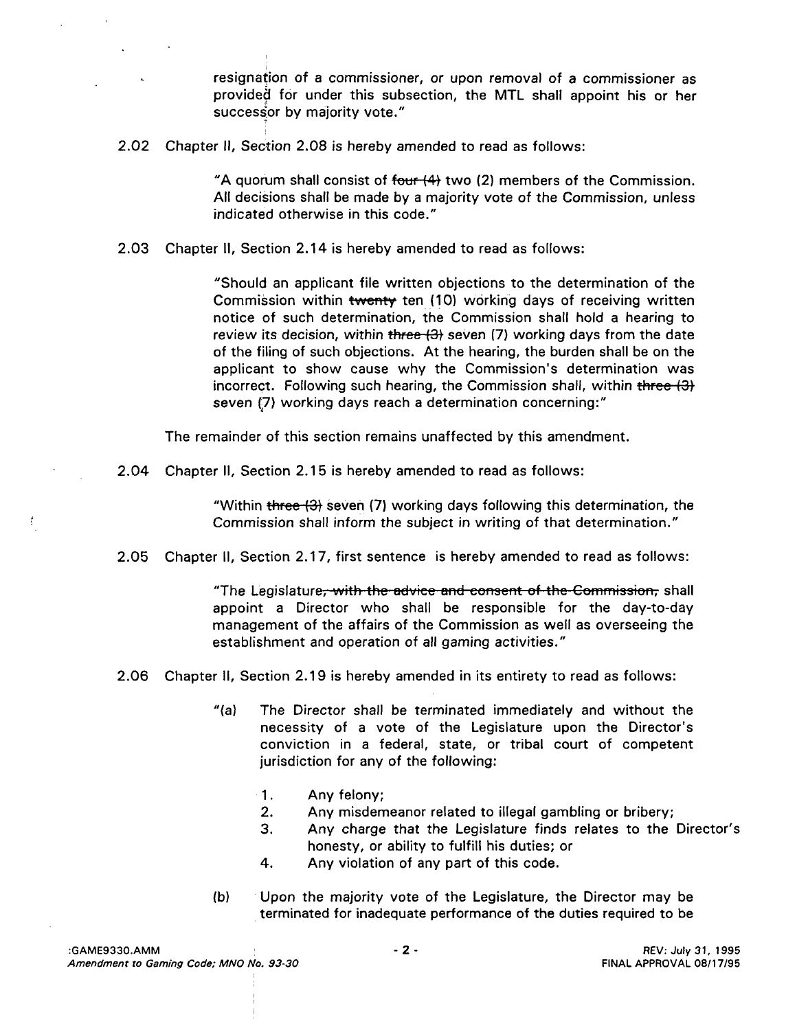resignation of a commissioner, or upon removal of a commissioner as provided for under this subsection, the MTL shall appoint his or her successor by majority vote."

2.02 Chapter II, Section 2.08 is hereby amended to read as follows:

> "A quorum shall consist of ~~four (4)~~ two (2) members of the Commission. All decisions shall be made by a majority vote of the Commission, unless indicated otherwise in this code."

2.03 Chapter II, Section 2.14 is hereby amended to read as follows:

> "Should an applicant file written objections to the determination of the Commission within ~~twenty~~ ten (10) working days of receiving written notice of such determination, the Commission shall hold a hearing to review its decision, within ~~three (3)~~ seven (7) working days from the date of the filing of such objections. At the hearing, the burden shall be on the applicant to show cause why the Commission's determination was incorrect. Following such hearing, the Commission shall, within ~~three (3)~~ seven (7) working days reach a determination concerning:"

The remainder of this section remains unaffected by this amendment.

2.04 Chapter II, Section 2.15 is hereby amended to read as follows:

> "Within ~~three (3)~~ seven (7) working days following this determination, the Commission shall inform the subject in writing of that determination."

2.05 Chapter II, Section 2.17, first sentence is hereby amended to read as follows:

> "The Legislature~~, with the advice and consent of the Commission,~~ shall appoint a Director who shall be responsible for the day-to-day management of the affairs of the Commission as well as overseeing the establishment and operation of all gaming activities."

2.06 Chapter II, Section 2.19 is hereby amended in its entirety to read as follows:

> "(a) The Director shall be terminated immediately and without the necessity of a vote of the Legislature upon the Director's conviction in a federal, state, or tribal court of competent jurisdiction for any of the following:
>
> 1. Any felony;
> 2. Any misdemeanor related to illegal gambling or bribery;
> 3. Any charge that the Legislature finds relates to the Director's honesty, or ability to fulfill his duties; or
> 4. Any violation of any part of this code.
>
> (b) Upon the majority vote of the Legislature, the Director may be terminated for inadequate performance of the duties required to be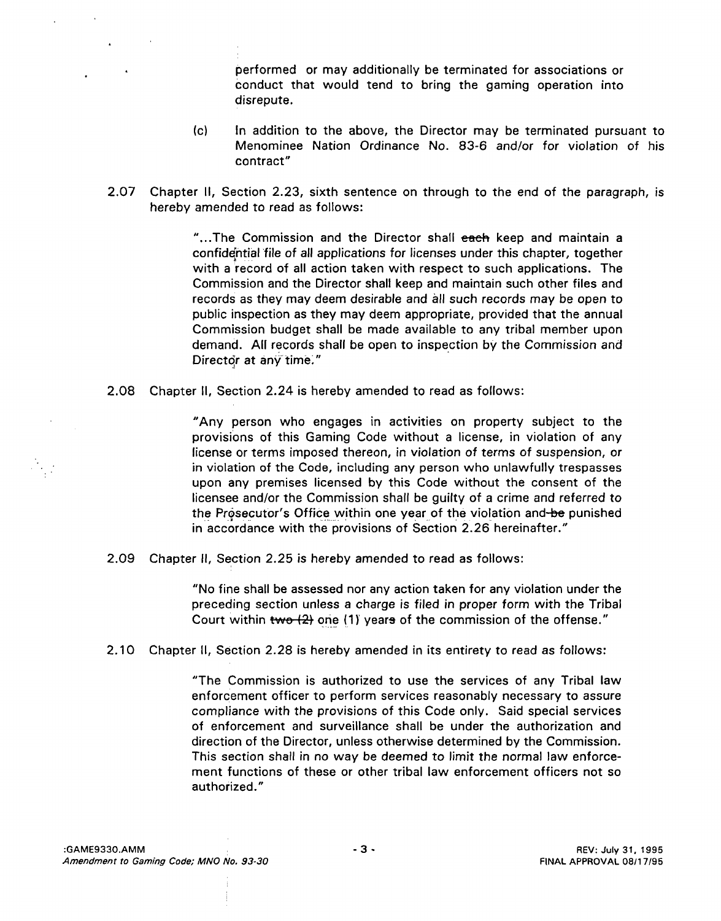performed or may additionally be terminated for associations or conduct that would tend to bring the gaming operation into disrepute.

(c) In addition to the above, the Director may be terminated pursuant to Menominee Nation Ordinance No. 83-6 and/or for violation of his contract"

2.07 Chapter II, Section 2.23, sixth sentence on through to the end of the paragraph, is hereby amended to read as follows:

> "...The Commission and the Director shall ~~each~~ keep and maintain a confidential file of all applications for licenses under this chapter, together with a record of all action taken with respect to such applications. The Commission and the Director shall keep and maintain such other files and records as they may deem desirable and all such records may be open to public inspection as they may deem appropriate, provided that the annual Commission budget shall be made available to any tribal member upon demand. All records shall be open to inspection by the Commission and Director at any time."

2.08 Chapter II, Section 2.24 is hereby amended to read as follows:

> "Any person who engages in activities on property subject to the provisions of this Gaming Code without a license, in violation of any license or terms imposed thereon, in violation of terms of suspension, or in violation of the Code, including any person who unlawfully trespasses upon any premises licensed by this Code without the consent of the licensee and/or the Commission shall be guilty of a crime and referred to the Prosecutor's Office within one year of the violation and ~~be~~ punished in accordance with the provisions of Section 2.26 hereinafter."

2.09 Chapter II, Section 2.25 is hereby amended to read as follows:

> "No fine shall be assessed nor any action taken for any violation under the preceding section unless a charge is filed in proper form with the Tribal Court within ~~two (2)~~ one (1) year~~s~~ of the commission of the offense."

2.10 Chapter II, Section 2.28 is hereby amended in its entirety to read as follows:

> "The Commission is authorized to use the services of any Tribal law enforcement officer to perform services reasonably necessary to assure compliance with the provisions of this Code only. Said special services of enforcement and surveillance shall be under the authorization and direction of the Director, unless otherwise determined by the Commission. This section shall in no way be deemed to limit the normal law enforcement functions of these or other tribal law enforcement officers not so authorized."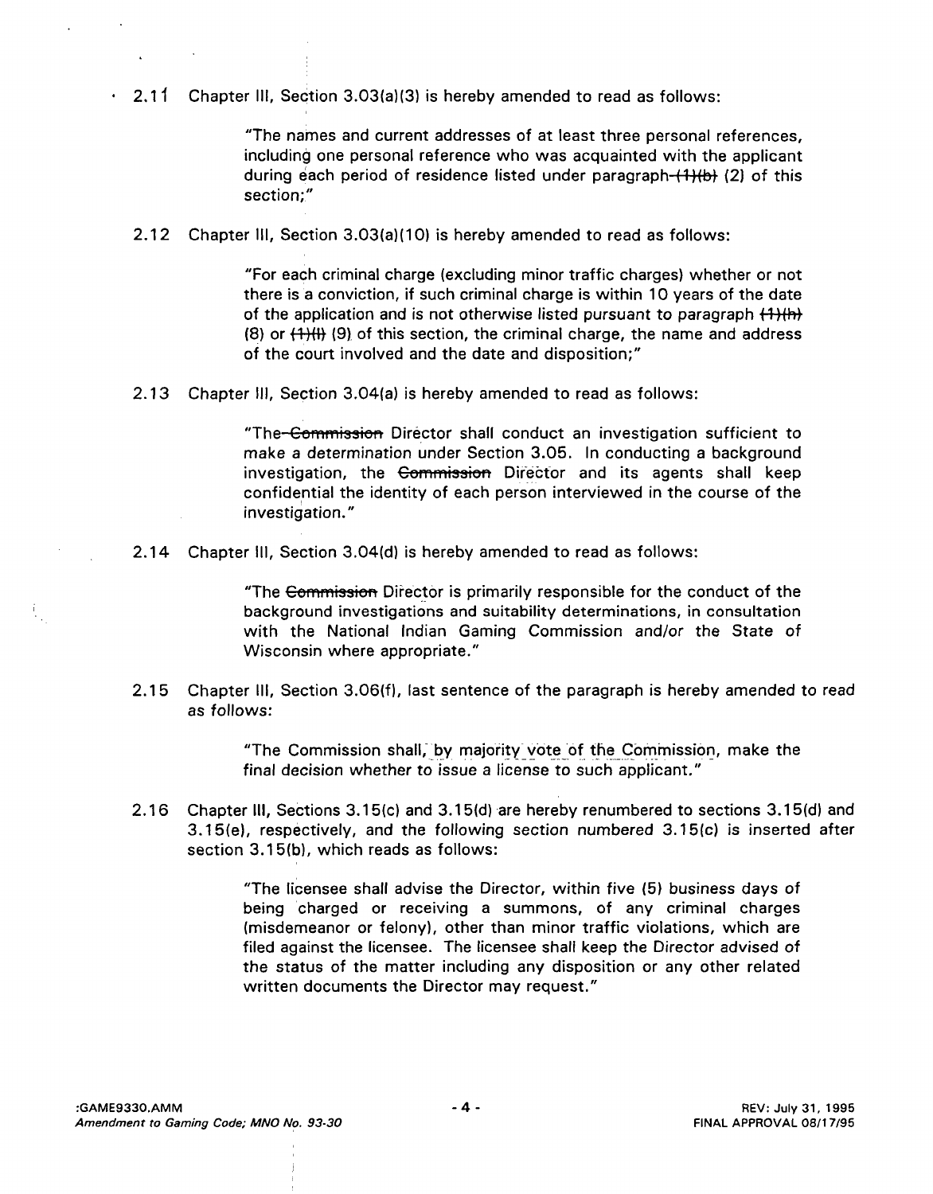2.11 Chapter III, Section 3.03(a)(3) is hereby amended to read as follows:

> "The names and current addresses of at least three personal references, including one personal reference who was acquainted with the applicant during each period of residence listed under paragraph ~~(1)(b)~~ (2) of this section;"

2.12 Chapter III, Section 3.03(a)(10) is hereby amended to read as follows:

> "For each criminal charge (excluding minor traffic charges) whether or not there is a conviction, if such criminal charge is within 10 years of the date of the application and is not otherwise listed pursuant to paragraph ~~(1)(h)~~ (8) or ~~(1)(i)~~ (9) of this section, the criminal charge, the name and address of the court involved and the date and disposition;"

2.13 Chapter III, Section 3.04(a) is hereby amended to read as follows:

> "The ~~Commission~~ Director shall conduct an investigation sufficient to make a determination under Section 3.05. In conducting a background investigation, the ~~Commission~~ Director and its agents shall keep confidential the identity of each person interviewed in the course of the investigation."

2.14 Chapter III, Section 3.04(d) is hereby amended to read as follows:

> "The ~~Commission~~ Director is primarily responsible for the conduct of the background investigations and suitability determinations, in consultation with the National Indian Gaming Commission and/or the State of Wisconsin where appropriate."

2.15 Chapter III, Section 3.06(f), last sentence of the paragraph is hereby amended to read as follows:

> "The Commission shall, by majority vote of the Commission, make the final decision whether to issue a license to such applicant."

2.16 Chapter III, Sections 3.15(c) and 3.15(d) are hereby renumbered to sections 3.15(d) and 3.15(e), respectively, and the following section numbered 3.15(c) is inserted after section 3.15(b), which reads as follows:

> "The licensee shall advise the Director, within five (5) business days of being charged or receiving a summons, of any criminal charges (misdemeanor or felony), other than minor traffic violations, which are filed against the licensee. The licensee shall keep the Director advised of the status of the matter including any disposition or any other related written documents the Director may request."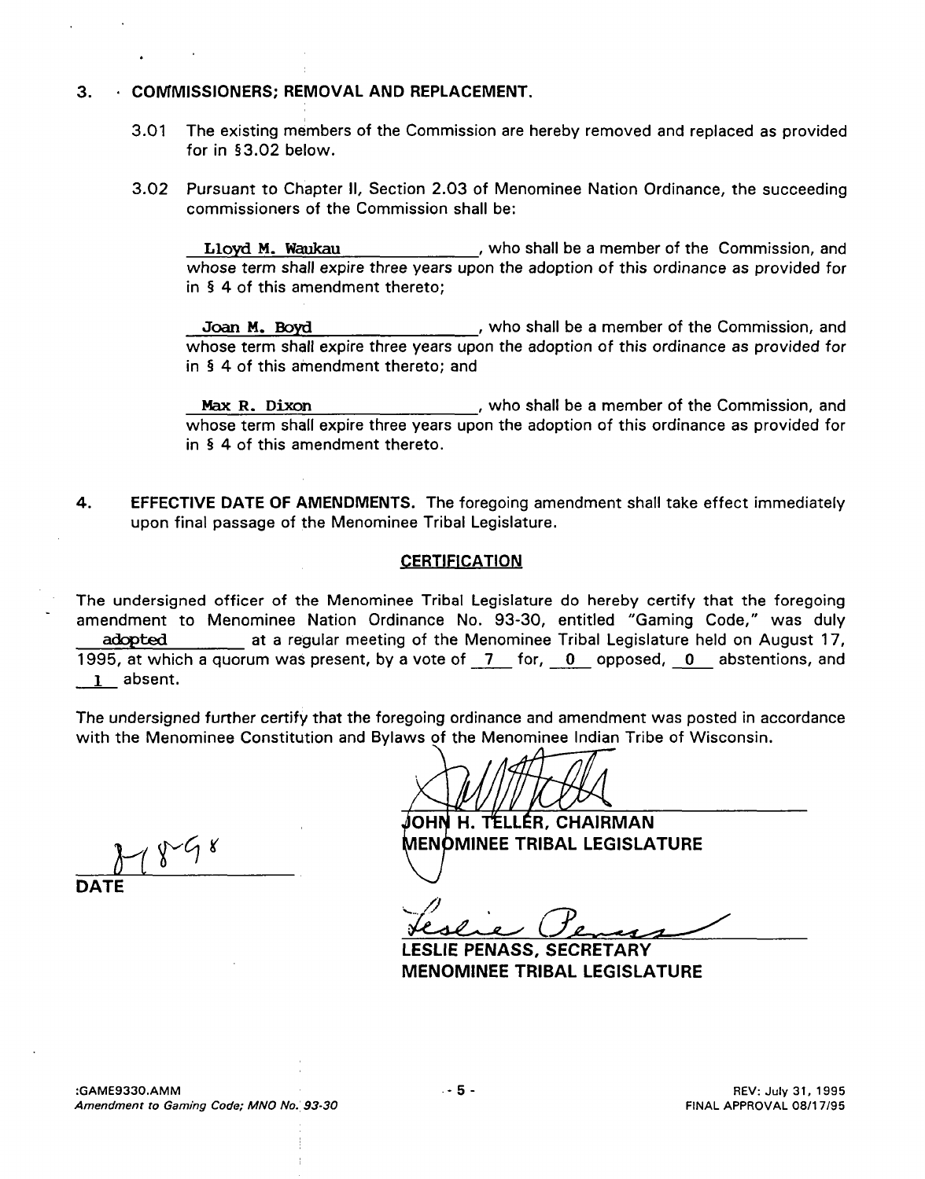## 3. COMMISSIONERS; REMOVAL AND REPLACEMENT.

3.01 The existing members of the Commission are hereby removed and replaced as provided for in §3.02 below.

3.02 Pursuant to Chapter II, Section 2.03 of Menominee Nation Ordinance, the succeeding commissioners of the Commission shall be:

Lloyd M. Waukau, who shall be a member of the Commission, and *whose term shall expire three years upon the adoption of this ordinance as provided for in § 4 of this amendment thereto;*

Joan M. Boyd, who shall be a member of the Commission, and *whose term shall expire three years upon the adoption of this ordinance as provided for in § 4 of this amendment thereto;* and

Max R. Dixon, who shall be a member of the Commission, and *whose term shall expire three years upon the adoption of this ordinance as provided for in § 4 of this amendment thereto.*

## 4. EFFECTIVE DATE OF AMENDMENTS.

The foregoing amendment shall take effect immediately upon final passage of the Menominee Tribal Legislature.

### CERTIFICATION

The undersigned officer of the Menominee Tribal Legislature do hereby certify that the foregoing amendment to Menominee Nation Ordinance No. 93-30, entitled "Gaming Code," was duly adopted at a regular meeting of the Menominee Tribal Legislature held on August 17, 1995, at which a quorum was present, by a vote of 7 for, 0 opposed, 0 abstentions, and 1 absent.

The undersigned further certify that the foregoing ordinance and amendment was posted in accordance with the Menominee Constitution and Bylaws of the Menominee Indian Tribe of Wisconsin.

8-18-98
**DATE**

**JOHN H. TELLER, CHAIRMAN**
**MENOMINEE TRIBAL LEGISLATURE**

**LESLIE PENASS, SECRETARY**
**MENOMINEE TRIBAL LEGISLATURE**

:GAME9330.AMM
*Amendment to Gaming Code; MNO No. 93-30*

REV: July 31, 1995
FINAL APPROVAL 08/17/95